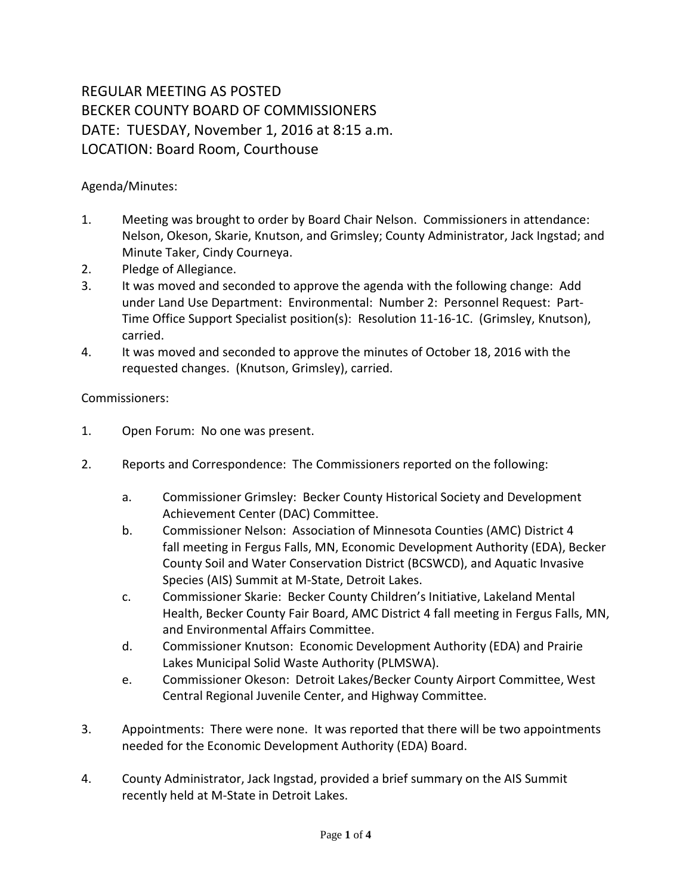# REGULAR MEETING AS POSTED
# BECKER COUNTY BOARD OF COMMISSIONERS
# DATE: TUESDAY, November 1, 2016 at 8:15 a.m.
# LOCATION: Board Room, Courthouse

Agenda/Minutes:

1. Meeting was brought to order by Board Chair Nelson. Commissioners in attendance: Nelson, Okeson, Skarie, Knutson, and Grimsley; County Administrator, Jack Ingstad; and Minute Taker, Cindy Courneya.
2. Pledge of Allegiance.
3. It was moved and seconded to approve the agenda with the following change: Add under Land Use Department: Environmental: Number 2: Personnel Request: Part-Time Office Support Specialist position(s): Resolution 11-16-1C. (Grimsley, Knutson), carried.
4. It was moved and seconded to approve the minutes of October 18, 2016 with the requested changes. (Knutson, Grimsley), carried.

Commissioners:

1. Open Forum: No one was present.

2. Reports and Correspondence: The Commissioners reported on the following:

   a. Commissioner Grimsley: Becker County Historical Society and Development Achievement Center (DAC) Committee.
   b. Commissioner Nelson: Association of Minnesota Counties (AMC) District 4 fall meeting in Fergus Falls, MN, Economic Development Authority (EDA), Becker County Soil and Water Conservation District (BCSWCD), and Aquatic Invasive Species (AIS) Summit at M-State, Detroit Lakes.
   c. Commissioner Skarie: Becker County Children's Initiative, Lakeland Mental Health, Becker County Fair Board, AMC District 4 fall meeting in Fergus Falls, MN, and Environmental Affairs Committee.
   d. Commissioner Knutson: Economic Development Authority (EDA) and Prairie Lakes Municipal Solid Waste Authority (PLMSWA).
   e. Commissioner Okeson: Detroit Lakes/Becker County Airport Committee, West Central Regional Juvenile Center, and Highway Committee.

3. Appointments: There were none. It was reported that there will be two appointments needed for the Economic Development Authority (EDA) Board.

4. County Administrator, Jack Ingstad, provided a brief summary on the AIS Summit recently held at M-State in Detroit Lakes.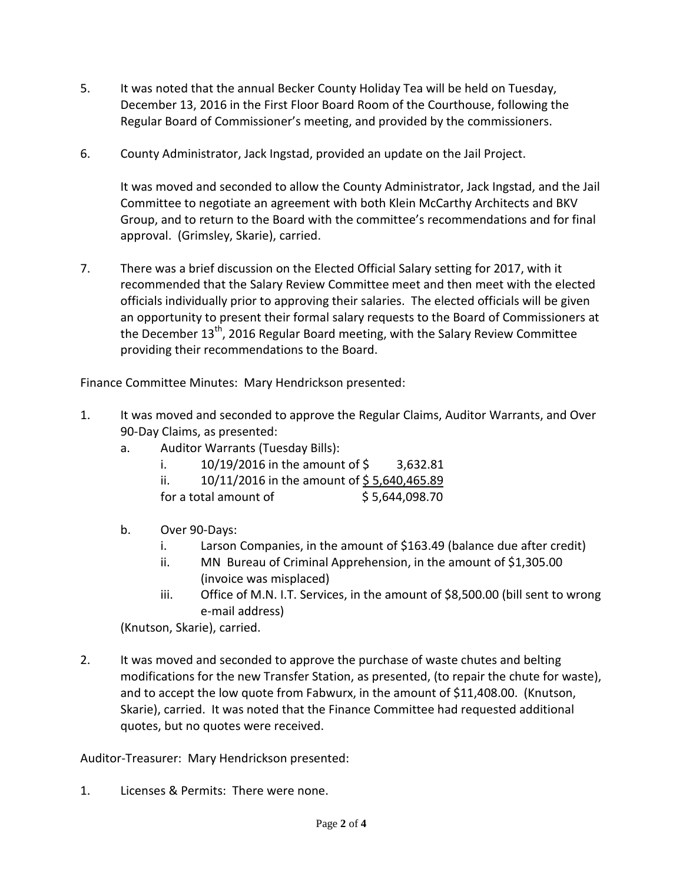5. It was noted that the annual Becker County Holiday Tea will be held on Tuesday, December 13, 2016 in the First Floor Board Room of the Courthouse, following the Regular Board of Commissioner's meeting, and provided by the commissioners.

6. County Administrator, Jack Ingstad, provided an update on the Jail Project.

   It was moved and seconded to allow the County Administrator, Jack Ingstad, and the Jail Committee to negotiate an agreement with both Klein McCarthy Architects and BKV Group, and to return to the Board with the committee's recommendations and for final approval. (Grimsley, Skarie), carried.

7. There was a brief discussion on the Elected Official Salary setting for 2017, with it recommended that the Salary Review Committee meet and then meet with the elected officials individually prior to approving their salaries. The elected officials will be given an opportunity to present their formal salary requests to the Board of Commissioners at the December 13th, 2016 Regular Board meeting, with the Salary Review Committee providing their recommendations to the Board.

Finance Committee Minutes: Mary Hendrickson presented:

1. It was moved and seconded to approve the Regular Claims, Auditor Warrants, and Over 90-Day Claims, as presented:
   a. Auditor Warrants (Tuesday Bills):
      i. 10/19/2016 in the amount of $ 3,632.81
      ii. 10/11/2016 in the amount of $ 5,640,465.89
      for a total amount of $ 5,644,098.70

   b. Over 90-Days:
      i. Larson Companies, in the amount of $163.49 (balance due after credit)
      ii. MN Bureau of Criminal Apprehension, in the amount of $1,305.00 (invoice was misplaced)
      iii. Office of M.N. I.T. Services, in the amount of $8,500.00 (bill sent to wrong e-mail address)

   (Knutson, Skarie), carried.

2. It was moved and seconded to approve the purchase of waste chutes and belting modifications for the new Transfer Station, as presented, (to repair the chute for waste), and to accept the low quote from Fabwurx, in the amount of $11,408.00. (Knutson, Skarie), carried. It was noted that the Finance Committee had requested additional quotes, but no quotes were received.

Auditor-Treasurer: Mary Hendrickson presented:

1. Licenses & Permits: There were none.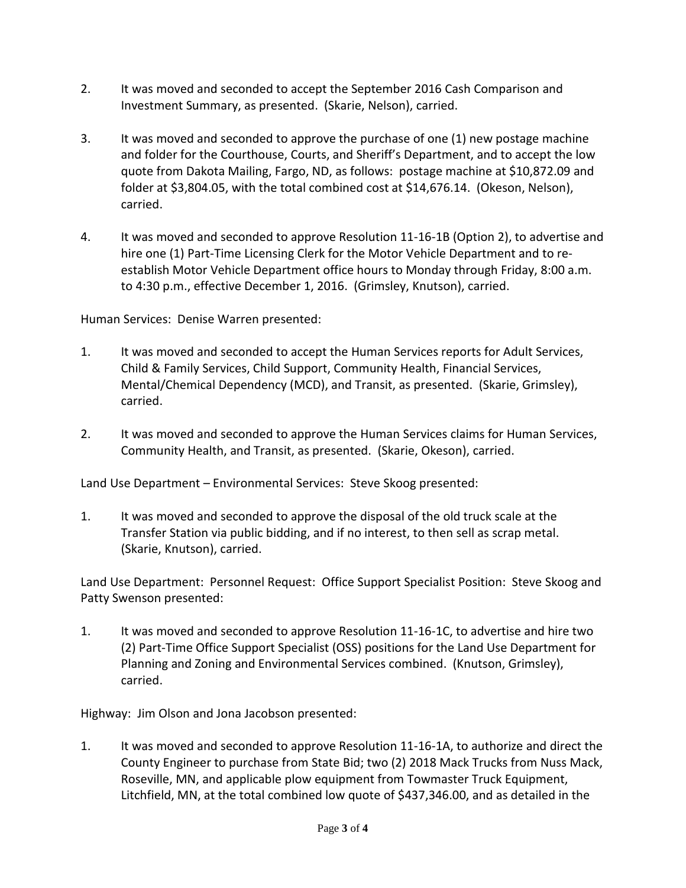2. It was moved and seconded to accept the September 2016 Cash Comparison and Investment Summary, as presented. (Skarie, Nelson), carried.

3. It was moved and seconded to approve the purchase of one (1) new postage machine and folder for the Courthouse, Courts, and Sheriff's Department, and to accept the low quote from Dakota Mailing, Fargo, ND, as follows: postage machine at $10,872.09 and folder at $3,804.05, with the total combined cost at $14,676.14. (Okeson, Nelson), carried.

4. It was moved and seconded to approve Resolution 11-16-1B (Option 2), to advertise and hire one (1) Part-Time Licensing Clerk for the Motor Vehicle Department and to re-establish Motor Vehicle Department office hours to Monday through Friday, 8:00 a.m. to 4:30 p.m., effective December 1, 2016. (Grimsley, Knutson), carried.

Human Services: Denise Warren presented:

1. It was moved and seconded to accept the Human Services reports for Adult Services, Child & Family Services, Child Support, Community Health, Financial Services, Mental/Chemical Dependency (MCD), and Transit, as presented. (Skarie, Grimsley), carried.

2. It was moved and seconded to approve the Human Services claims for Human Services, Community Health, and Transit, as presented. (Skarie, Okeson), carried.

Land Use Department – Environmental Services: Steve Skoog presented:

1. It was moved and seconded to approve the disposal of the old truck scale at the Transfer Station via public bidding, and if no interest, to then sell as scrap metal. (Skarie, Knutson), carried.

Land Use Department: Personnel Request: Office Support Specialist Position: Steve Skoog and Patty Swenson presented:

1. It was moved and seconded to approve Resolution 11-16-1C, to advertise and hire two (2) Part-Time Office Support Specialist (OSS) positions for the Land Use Department for Planning and Zoning and Environmental Services combined. (Knutson, Grimsley), carried.

Highway: Jim Olson and Jona Jacobson presented:

1. It was moved and seconded to approve Resolution 11-16-1A, to authorize and direct the County Engineer to purchase from State Bid; two (2) 2018 Mack Trucks from Nuss Mack, Roseville, MN, and applicable plow equipment from Towmaster Truck Equipment, Litchfield, MN, at the total combined low quote of $437,346.00, and as detailed in the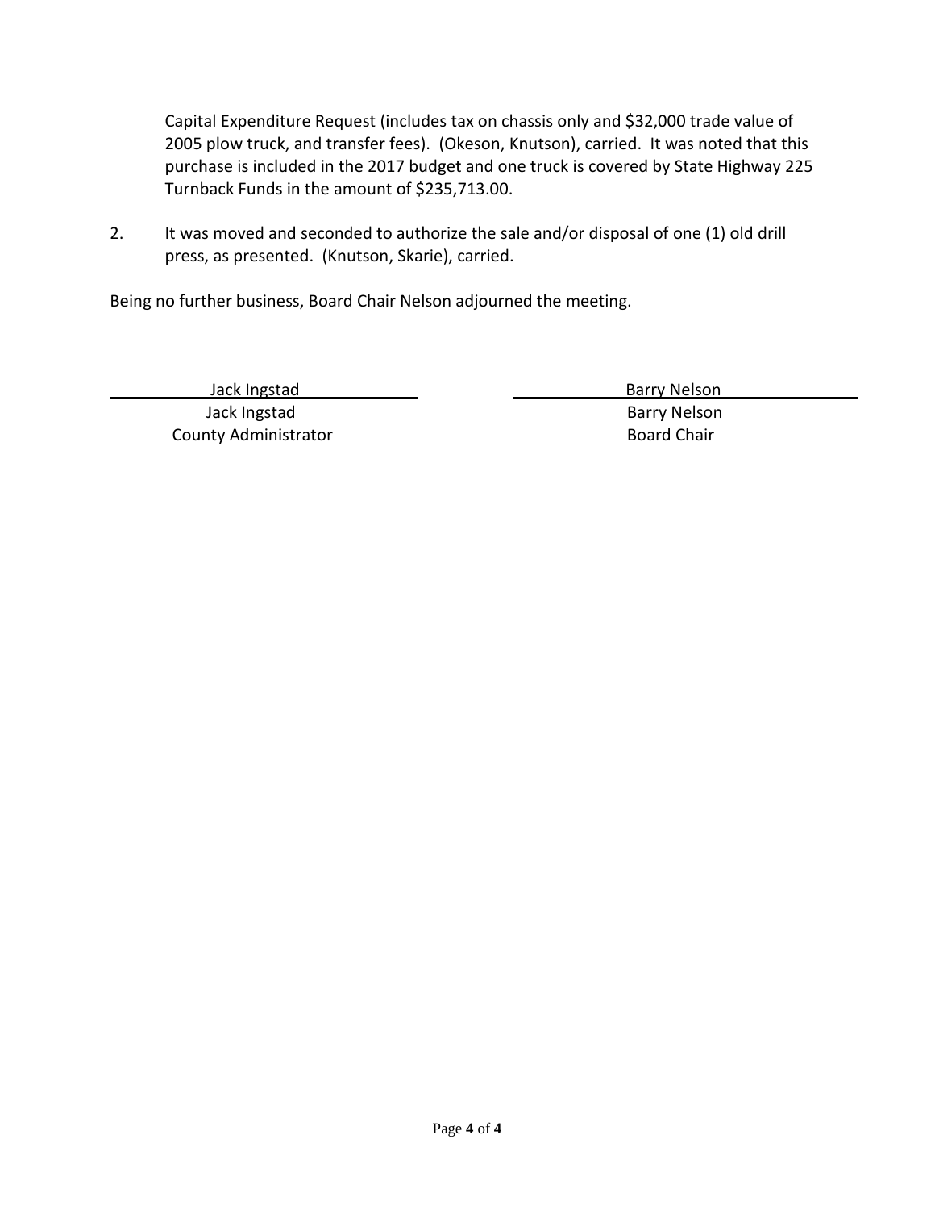Capital Expenditure Request (includes tax on chassis only and $32,000 trade value of 2005 plow truck, and transfer fees). (Okeson, Knutson), carried. It was noted that this purchase is included in the 2017 budget and one truck is covered by State Highway 225 Turnback Funds in the amount of $235,713.00.

2. It was moved and seconded to authorize the sale and/or disposal of one (1) old drill press, as presented. (Knutson, Skarie), carried.

Being no further business, Board Chair Nelson adjourned the meeting.

| | |
|---|---|
| Jack Ingstad | Barry Nelson |
| Jack Ingstad | Barry Nelson |
| County Administrator | Board Chair |